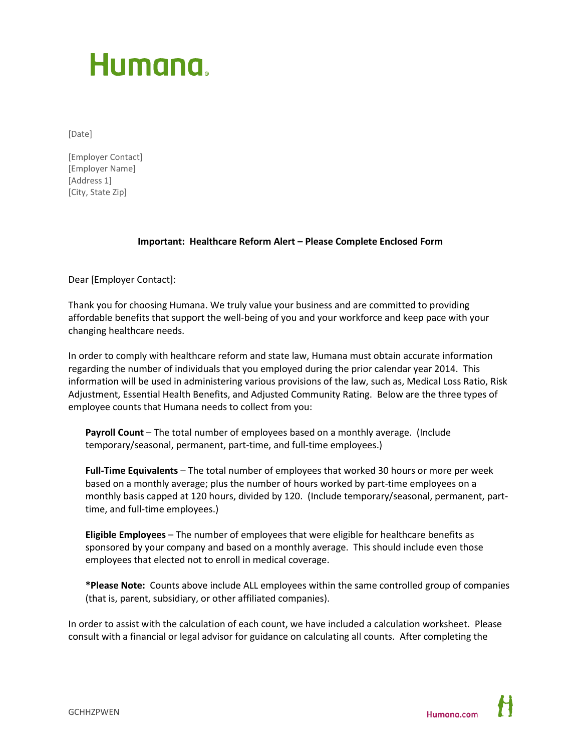Humana

[Date]

[Employer Contact]
[Employer Name]
[Address 1]
[City, State Zip]

**Important: Healthcare Reform Alert – Please Complete Enclosed Form**

Dear [Employer Contact]:

Thank you for choosing Humana. We truly value your business and are committed to providing affordable benefits that support the well-being of you and your workforce and keep pace with your changing healthcare needs.

In order to comply with healthcare reform and state law, Humana must obtain accurate information regarding the number of individuals that you employed during the prior calendar year 2014. This information will be used in administering various provisions of the law, such as, Medical Loss Ratio, Risk Adjustment, Essential Health Benefits, and Adjusted Community Rating. Below are the three types of employee counts that Humana needs to collect from you:

> **Payroll Count** – The total number of employees based on a monthly average. (Include temporary/seasonal, permanent, part-time, and full-time employees.)
>
> **Full-Time Equivalents** – The total number of employees that worked 30 hours or more per week based on a monthly average; plus the number of hours worked by part-time employees on a monthly basis capped at 120 hours, divided by 120. (Include temporary/seasonal, permanent, part-time, and full-time employees.)
>
> **Eligible Employees** – The number of employees that were eligible for healthcare benefits as sponsored by your company and based on a monthly average. This should include even those employees that elected not to enroll in medical coverage.
>
> ***Please Note:** Counts above include ALL employees within the same controlled group of companies (that is, parent, subsidiary, or other affiliated companies).

In order to assist with the calculation of each count, we have included a calculation worksheet. Please consult with a financial or legal advisor for guidance on calculating all counts. After completing the

GCHHZPWEN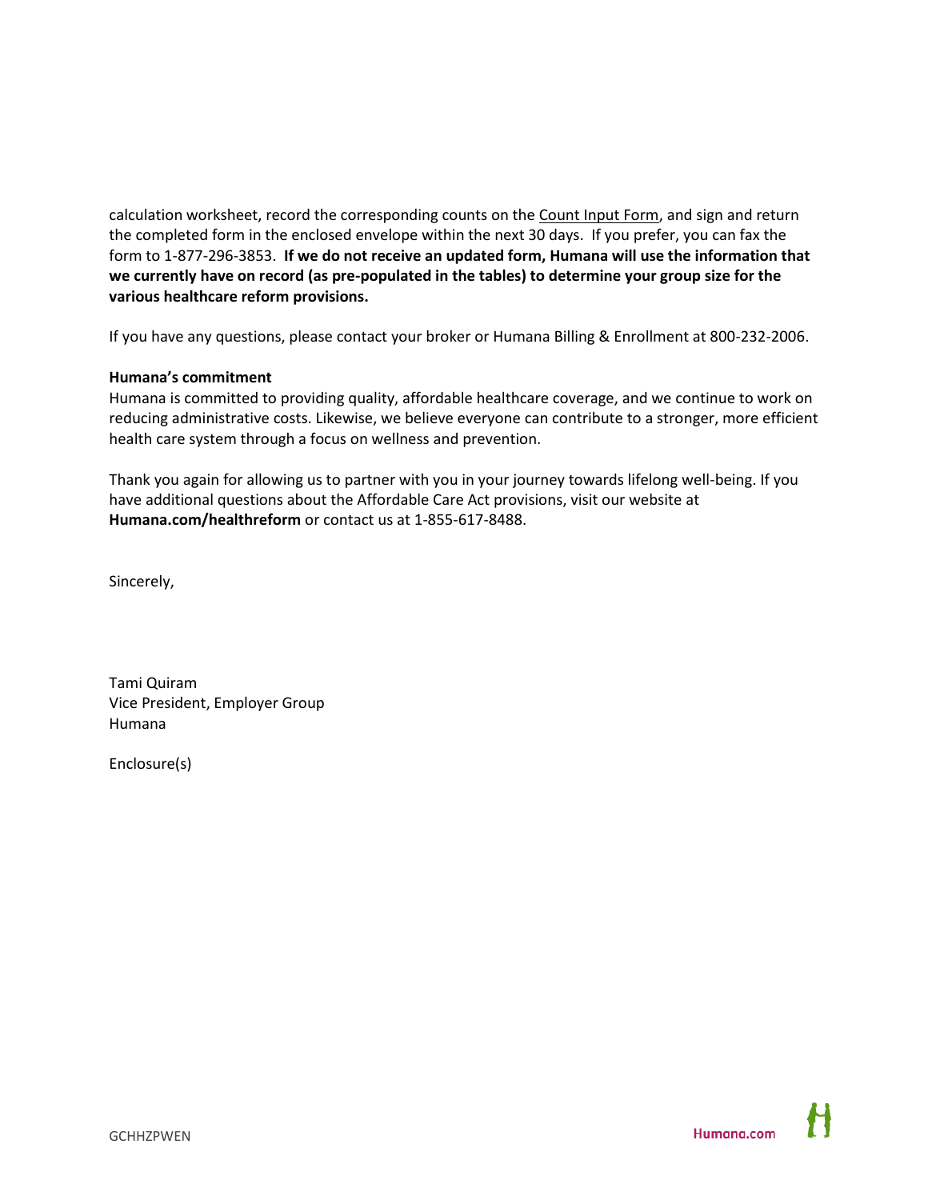calculation worksheet, record the corresponding counts on the Count Input Form, and sign and return the completed form in the enclosed envelope within the next 30 days. If you prefer, you can fax the form to 1-877-296-3853. **If we do not receive an updated form, Humana will use the information that we currently have on record (as pre-populated in the tables) to determine your group size for the various healthcare reform provisions.**

If you have any questions, please contact your broker or Humana Billing & Enrollment at 800-232-2006.

**Humana's commitment**

Humana is committed to providing quality, affordable healthcare coverage, and we continue to work on reducing administrative costs. Likewise, we believe everyone can contribute to a stronger, more efficient health care system through a focus on wellness and prevention.

Thank you again for allowing us to partner with you in your journey towards lifelong well-being. If you have additional questions about the Affordable Care Act provisions, visit our website at **Humana.com/healthreform** or contact us at 1-855-617-8488.

Sincerely,

Tami Quiram
Vice President, Employer Group
Humana

Enclosure(s)

GCHHZPWEN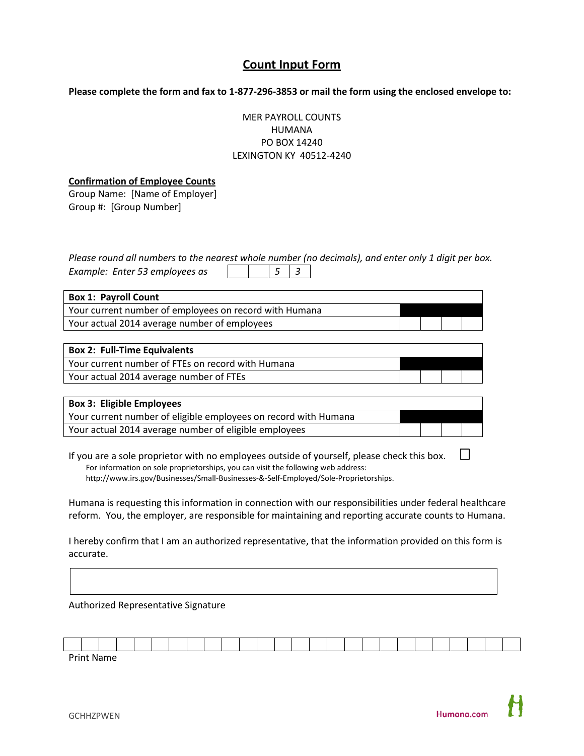# Count Input Form

**Please complete the form and fax to 1-877-296-3853 or mail the form using the enclosed envelope to:**

MER PAYROLL COUNTS
HUMANA
PO BOX 14240
LEXINGTON KY 40512-4240

**Confirmation of Employee Counts**

Group Name: [Name of Employer]
Group #: [Group Number]

*Please round all numbers to the nearest whole number (no decimals), and enter only 1 digit per box.*
*Example: Enter 53 employees as*

| | | | |
|---|---|---|---|
| | | *5* | *3* |

| **Box 1: Payroll Count** | | | | |
|---|---|---|---|---|
| Your current number of employees on record with Humana | | | | |
| Your actual 2014 average number of employees | | | | |

| **Box 2: Full-Time Equivalents** | | | | |
|---|---|---|---|---|
| Your current number of FTEs on record with Humana | | | | |
| Your actual 2014 average number of FTEs | | | | |

| **Box 3: Eligible Employees** | | | | |
|---|---|---|---|---|
| Your current number of eligible employees on record with Humana | | | | |
| Your actual 2014 average number of eligible employees | | | | |

If you are a sole proprietor with no employees outside of yourself, please check this box. ☐

For information on sole proprietorships, you can visit the following web address: http://www.irs.gov/Businesses/Small-Businesses-&-Self-Employed/Sole-Proprietorships.

Humana is requesting this information in connection with our responsibilities under federal healthcare reform. You, the employer, are responsible for maintaining and reporting accurate counts to Humana.

I hereby confirm that I am an authorized representative, that the information provided on this form is accurate.

Authorized Representative Signature

Print Name

GCHHZPWEN

Humana.com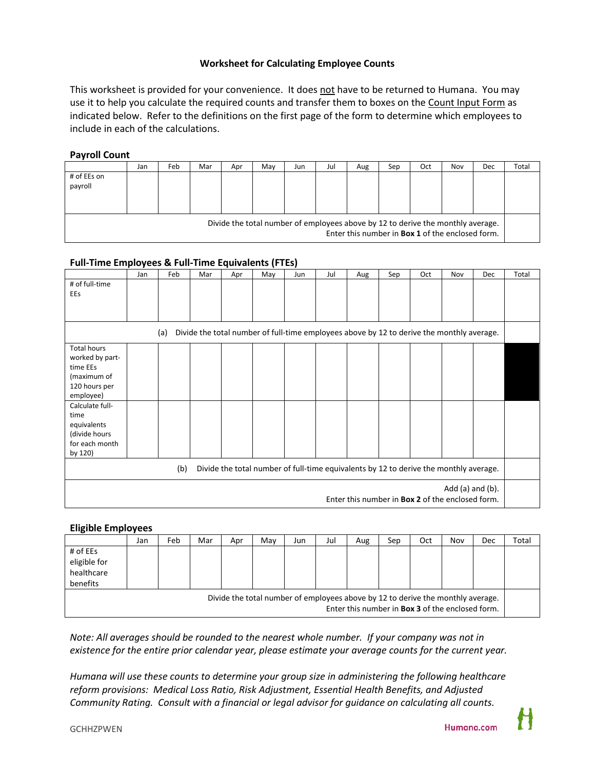## Worksheet for Calculating Employee Counts

This worksheet is provided for your convenience. It does not have to be returned to Humana. You may use it to help you calculate the required counts and transfer them to boxes on the Count Input Form as indicated below. Refer to the definitions on the first page of the form to determine which employees to include in each of the calculations.

### Payroll Count

| | Jan | Feb | Mar | Apr | May | Jun | Jul | Aug | Sep | Oct | Nov | Dec | Total |
|---|---|---|---|---|---|---|---|---|---|---|---|---|---|
| # of EEs on payroll | | | | | | | | | | | | | |
| Divide the total number of employees above by 12 to derive the monthly average. Enter this number in **Box 1** of the enclosed form. | | | | | | | | | | | | | |

### Full-Time Employees & Full-Time Equivalents (FTEs)

| | Jan | Feb | Mar | Apr | May | Jun | Jul | Aug | Sep | Oct | Nov | Dec | Total |
|---|---|---|---|---|---|---|---|---|---|---|---|---|---|
| # of full-time EEs | | | | | | | | | | | | | |
| (a) Divide the total number of full-time employees above by 12 to derive the monthly average. | | | | | | | | | | | | | |
| Total hours worked by part-time EEs (maximum of 120 hours per employee) | | | | | | | | | | | | | |
| Calculate full-time equivalents (divide hours for each month by 120) | | | | | | | | | | | | | |
| (b) Divide the total number of full-time equivalents by 12 to derive the monthly average. | | | | | | | | | | | | | |
| Add (a) and (b). Enter this number in **Box 2** of the enclosed form. | | | | | | | | | | | | | |

### Eligible Employees

| | Jan | Feb | Mar | Apr | May | Jun | Jul | Aug | Sep | Oct | Nov | Dec | Total |
|---|---|---|---|---|---|---|---|---|---|---|---|---|---|
| # of EEs eligible for healthcare benefits | | | | | | | | | | | | | |
| Divide the total number of employees above by 12 to derive the monthly average. Enter this number in **Box 3** of the enclosed form. | | | | | | | | | | | | | |

*Note: All averages should be rounded to the nearest whole number. If your company was not in existence for the entire prior calendar year, please estimate your average counts for the current year.*

*Humana will use these counts to determine your group size in administering the following healthcare reform provisions: Medical Loss Ratio, Risk Adjustment, Essential Health Benefits, and Adjusted Community Rating. Consult with a financial or legal advisor for guidance on calculating all counts.*

GCHHZPWEN

Humana.com